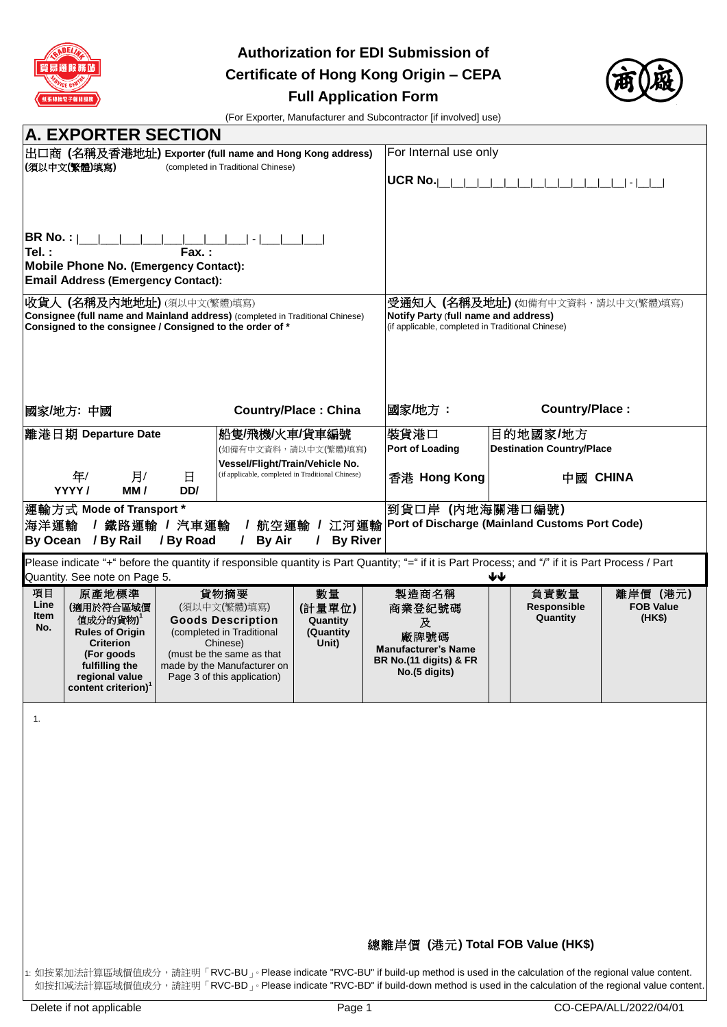# Authorization for EDI Submission of Certificate of Hong Kong Origin – CEPA Full Application Form

(For Exporter, Manufacturer and Subcontractor [if involved] use)

## A. EXPORTER SECTION

**出口商 (名稱及香港地址) Exporter (full name and Hong Kong address)**
**(須以中文(繁體)填寫)** (completed in Traditional Chinese)

**BR No. :** |___|___|___|___|___|___|___|___| - |___|___|___|
**Tel. :** **Fax. :**
**Mobile Phone No. (Emergency Contact):**
**Email Address (Emergency Contact):**

For Internal use only

**UCR No.**|_|_|_|_|_|_|_|_|_|_|_|_|_|_|_| - |_|_|

**收貨人 (名稱及內地地址)** (須以中文(繁體)填寫)
**Consignee (full name and Mainland address)** (completed in Traditional Chinese)
**Consigned to the consignee / Consigned to the order of \***

**國家/地方: 中國** **Country/Place : China**

**受通知人 (名稱及地址)** (如備有中文資料，請以中文(繁體)填寫)
**Notify Party (full name and address)**
(if applicable, completed in Traditional Chinese)

**國家/地方 :** **Country/Place :**

| 離港日期 Departure Date | 船隻/飛機/火車/貨車編號 (如備有中文資料，請以中文(繁體)填寫) Vessel/Flight/Train/Vehicle No. (if applicable, completed in Traditional Chinese) | 裝貨港口 Port of Loading | 目的地國家/地方 Destination Country/Place |
|---|---|---|---|
| 年/ YYYY / 月/ MM / 日 DD/ | | 香港 Hong Kong | 中國 CHINA |

**運輸方式 Mode of Transport \***
海洋運輸 / 鐵路運輸 / 汽車運輸 / 航空運輸 / 江河運輸
**By Ocean / By Rail / By Road / By Air / By River**

**到貨口岸 (內地海關港口編號)**
**Port of Discharge (Mainland Customs Port Code)**

Please indicate "+" before the quantity if responsible quantity is Part Quantity; "=" if it is Part Process; and "/" if it is Part Process / Part Quantity. See note on Page 5.

| 項目 Line Item No. | 原產地標準 (適用於符合區域價值成分的貨物)[1] Rules of Origin Criterion (For goods fulfilling the regional value content criterion)[1] | 貨物摘要 (須以中文(繁體)填寫) Goods Description (completed in Traditional Chinese) (must be the same as that made by the Manufacturer on Page 3 of this application) | 數量 (計量單位) Quantity (Quantity Unit) | 製造商名稱 商業登記號碼 及 廠牌號碼 Manufacturer's Name BR No.(11 digits) & FR No.(5 digits) | ↓↓ | 負責數量 Responsible Quantity | 離岸價 (港元) FOB Value (HK$) |
|---|---|---|---|---|---|---|---|
| 1. | | | | | | | |

**總離岸價 (港元) Total FOB Value (HK$)**

1: 如按累加法計算區域價值成分，請註明「RVC-BU」。Please indicate "RVC-BU" if build-up method is used in the calculation of the regional value content.
如按扣減法計算區域價值成分，請註明「RVC-BD」。Please indicate "RVC-BD" if build-down method is used in the calculation of the regional value content.

Delete if not applicable

CO-CEPA/ALL/2022/04/01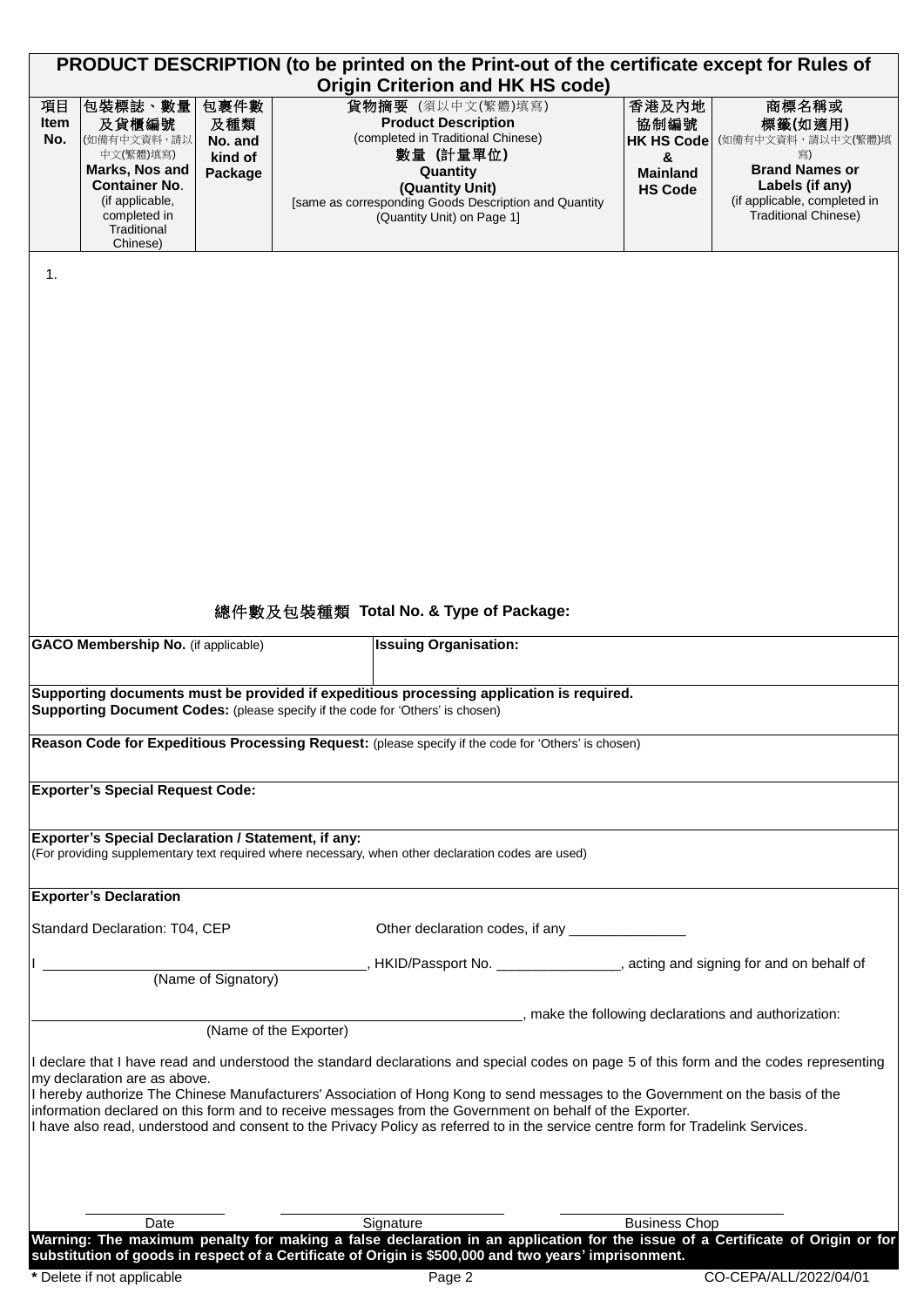## PRODUCT DESCRIPTION (to be printed on the Print-out of the certificate except for Rules of Origin Criterion and HK HS code)

| 項目 Item No. | 包裝標誌、數量及貨櫃編號 (如備有中文資料，請以中文(繁體)填寫) Marks, Nos and Container No. (if applicable, completed in Traditional Chinese) | 包裹件數及種類 No. and kind of Package | 貨物摘要 (須以中文(繁體)填寫) Product Description (completed in Traditional Chinese) 數量 (計量單位) Quantity (Quantity Unit) [same as corresponding Goods Description and Quantity (Quantity Unit) on Page 1] | 香港及內地協制編號 HK HS Code & Mainland HS Code | 商標名稱或標籤(如適用) (如備有中文資料，請以中文(繁體)填寫) Brand Names or Labels (if any) (if applicable, completed in Traditional Chinese) |
|---|---|---|---|---|---|
| 1. | | | | | |

總件數及包裝種類 **Total No. & Type of Package:**

| **GACO Membership No.** (if applicable) | **Issuing Organisation:** |
|---|---|

**Supporting documents must be provided if expeditious processing application is required.**
**Supporting Document Codes:** (please specify if the code for 'Others' is chosen)

**Reason Code for Expeditious Processing Request:** (please specify if the code for 'Others' is chosen)

**Exporter's Special Request Code:**

**Exporter's Special Declaration / Statement, if any:**
(For providing supplementary text required where necessary, when other declaration codes are used)

**Exporter's Declaration**

Standard Declaration: T04, CEP

Other declaration codes, if any _______________

I ____________________________ (Name of Signatory), HKID/Passport No. ________________, acting and signing for and on behalf of

____________________________ (Name of the Exporter), make the following declarations and authorization:

I declare that I have read and understood the standard declarations and special codes on page 5 of this form and the codes representing my declaration are as above.
I hereby authorize The Chinese Manufacturers' Association of Hong Kong to send messages to the Government on the basis of the information declared on this form and to receive messages from the Government on behalf of the Exporter.
I have also read, understood and consent to the Privacy Policy as referred to in the service centre form for Tradelink Services.

Date ____________ Signature ____________ Business Chop ____________

**Warning: The maximum penalty for making a false declaration in an application for the issue of a Certificate of Origin or for substitution of goods in respect of a Certificate of Origin is $500,000 and two years' imprisonment.**

**\*** Delete if not applicable

CO-CEPA/ALL/2022/04/01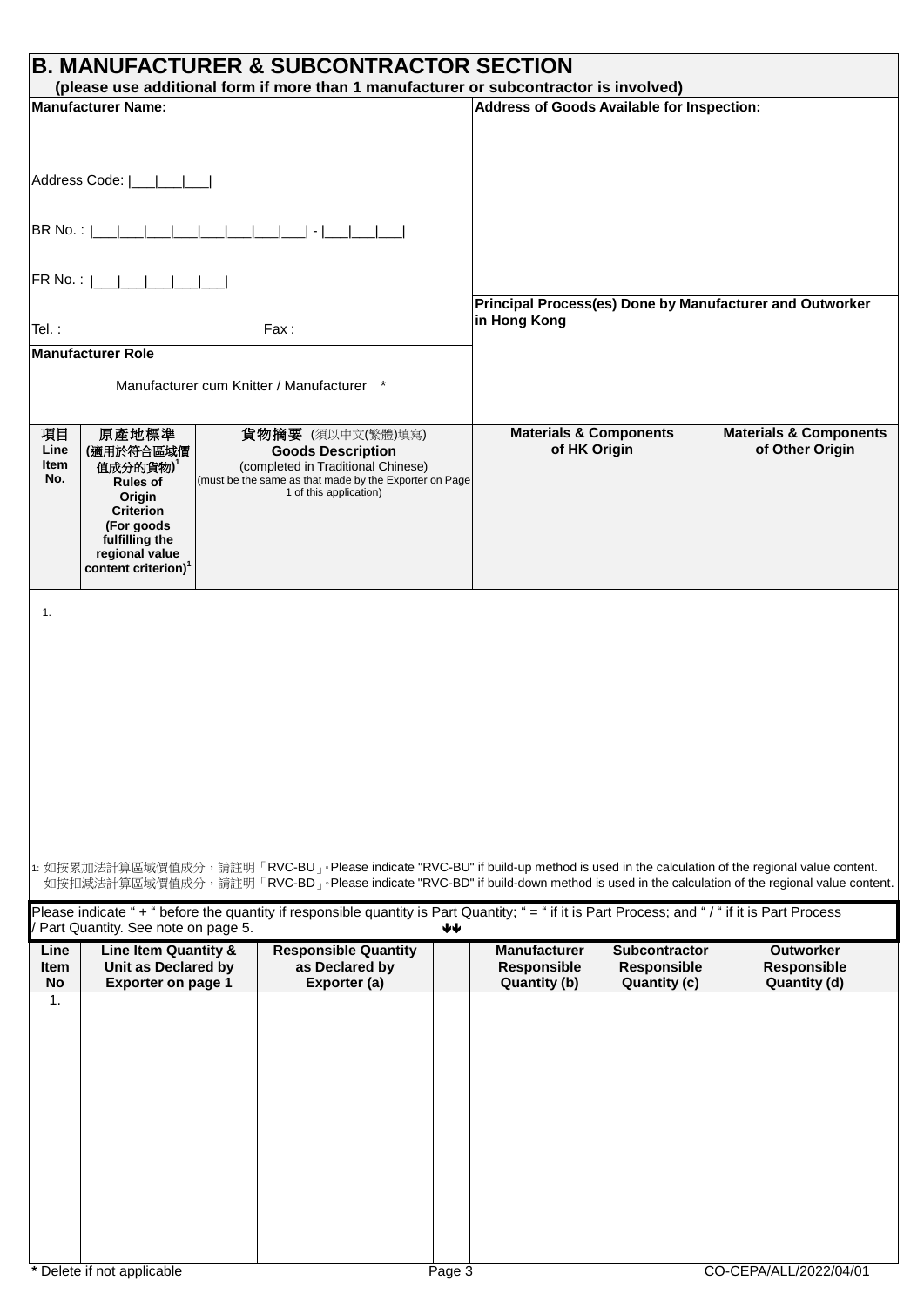## B. MANUFACTURER & SUBCONTRACTOR SECTION

**(please use additional form if more than 1 manufacturer or subcontractor is involved)**

| **Manufacturer Name:** | **Address of Goods Available for Inspection:** |
|---|---|
| Address Code: \|___\|___\|___\| | |
| BR No. : \|___\|___\|___\|___\|___\|___\|___\|___\| - \|___\|___\|___\| | |
| FR No. : \|___\|___\|___\|___\|___\| | |
| Tel. : Fax : | **Principal Process(es) Done by Manufacturer and Outworker in Hong Kong** |
| **Manufacturer Role** | |
| Manufacturer cum Knitter / Manufacturer * | |

| 項目 Line Item No. | 原產地標準 (適用於符合區域價值成分的貨物)[1] Rules of Origin Criterion (For goods fulfilling the regional value content criterion)[1] | 貨物摘要 (須以中文(繁體)填寫) Goods Description (completed in Traditional Chinese) (must be the same as that made by the Exporter on Page 1 of this application) | Materials & Components of HK Origin | Materials & Components of Other Origin |
|---|---|---|---|---|
| 1. | | | | |

1: 如按累加法計算區域價值成分，請註明「RVC-BU」。Please indicate "RVC-BU" if build-up method is used in the calculation of the regional value content.
如按扣減法計算區域價值成分，請註明「RVC-BD」。Please indicate "RVC-BD" if build-down method is used in the calculation of the regional value content.

Please indicate " + " before the quantity if responsible quantity is Part Quantity; " = " if it is Part Process; and " / " if it is Part Process / Part Quantity. See note on page 5. ↓↓

| Line Item No | Line Item Quantity & Unit as Declared by Exporter on page 1 | Responsible Quantity as Declared by Exporter (a) | | Manufacturer Responsible Quantity (b) | Subcontractor Responsible Quantity (c) | Outworker Responsible Quantity (d) |
|---|---|---|---|---|---|---|
| 1. | | | | | | |

**\*** Delete if not applicable

CO-CEPA/ALL/2022/04/01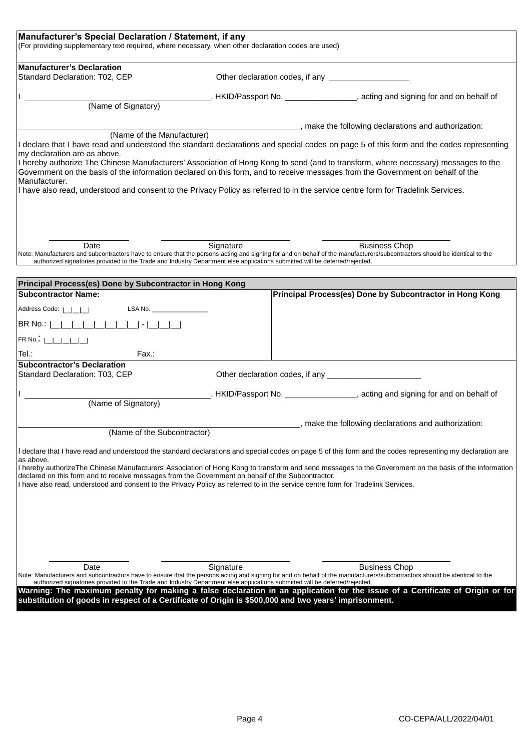**Manufacturer's Special Declaration / Statement, if any**
(For providing supplementary text required, where necessary, when other declaration codes are used)

**Manufacturer's Declaration**

Standard Declaration: T02, CEP    Other declaration codes, if any __________________

I ________________________________________, HKID/Passport No. ________________, acting and signing for and on behalf of
(Name of Signatory)

________________________________________________________________, make the following declarations and authorization:
(Name of the Manufacturer)

I declare that I have read and understood the standard declarations and special codes on page 5 of this form and the codes representing my declaration are as above.
I hereby authorize The Chinese Manufacturers' Association of Hong Kong to send (and to transform, where necessary) messages to the Government on the basis of the information declared on this form, and to receive messages from the Government on behalf of the Manufacturer.
I have also read, understood and consent to the Privacy Policy as referred to in the service centre form for Tradelink Services.

________________    ____________________    ____________________
Date    Signature    Business Chop

Note: Manufacturers and subcontractors have to ensure that the persons acting and signing for and on behalf of the manufacturers/subcontractors should be identical to the authorized signatories provided to the Trade and Industry Department else applications submitted will be deferred/rejected.

**Principal Process(es) Done by Subcontractor in Hong Kong**

| **Subcontractor Name:** | **Principal Process(es) Done by Subcontractor in Hong Kong** |
|---|---|
| Address Code: \|__\|__\|__\|    LSA No. ________________ | |
| BR No.: \|__\|__\|__\|__\|__\|__\|__\|__\| - \|__\|__\|__\| | |
| FR No.: \|__\|__\|__\|__\|__\| | |
| Tel.:    Fax.: | |

**Subcontractor's Declaration**

Standard Declaration: T03, CEP    Other declaration codes, if any ______________________

I ________________________________________, HKID/Passport No. ________________, acting and signing for and on behalf of
(Name of Signatory)

________________________________________________________________, make the following declarations and authorization:
(Name of the Subcontractor)

I declare that I have read and understood the standard declarations and special codes on page 5 of this form and the codes representing my declaration are as above.
I hereby authorizeThe Chinese Manufacturers' Association of Hong Kong to transform and send messages to the Government on the basis of the information declared on this form and to receive messages from the Government on behalf of the Subcontractor.
I have also read, understood and consent to the Privacy Policy as referred to in the service centre form for Tradelink Services.

________________    ____________________    ____________________
Date    Signature    Business Chop

Note: Manufacturers and subcontractors have to ensure that the persons acting and signing for and on behalf of the manufacturers/subcontractors should be identical to the authorized signatories provided to the Trade and Industry Department else applications submitted will be deferred/rejected.

**Warning: The maximum penalty for making a false declaration in an application for the issue of a Certificate of Origin or for substitution of goods in respect of a Certificate of Origin is $500,000 and two years' imprisonment.**

CO-CEPA/ALL/2022/04/01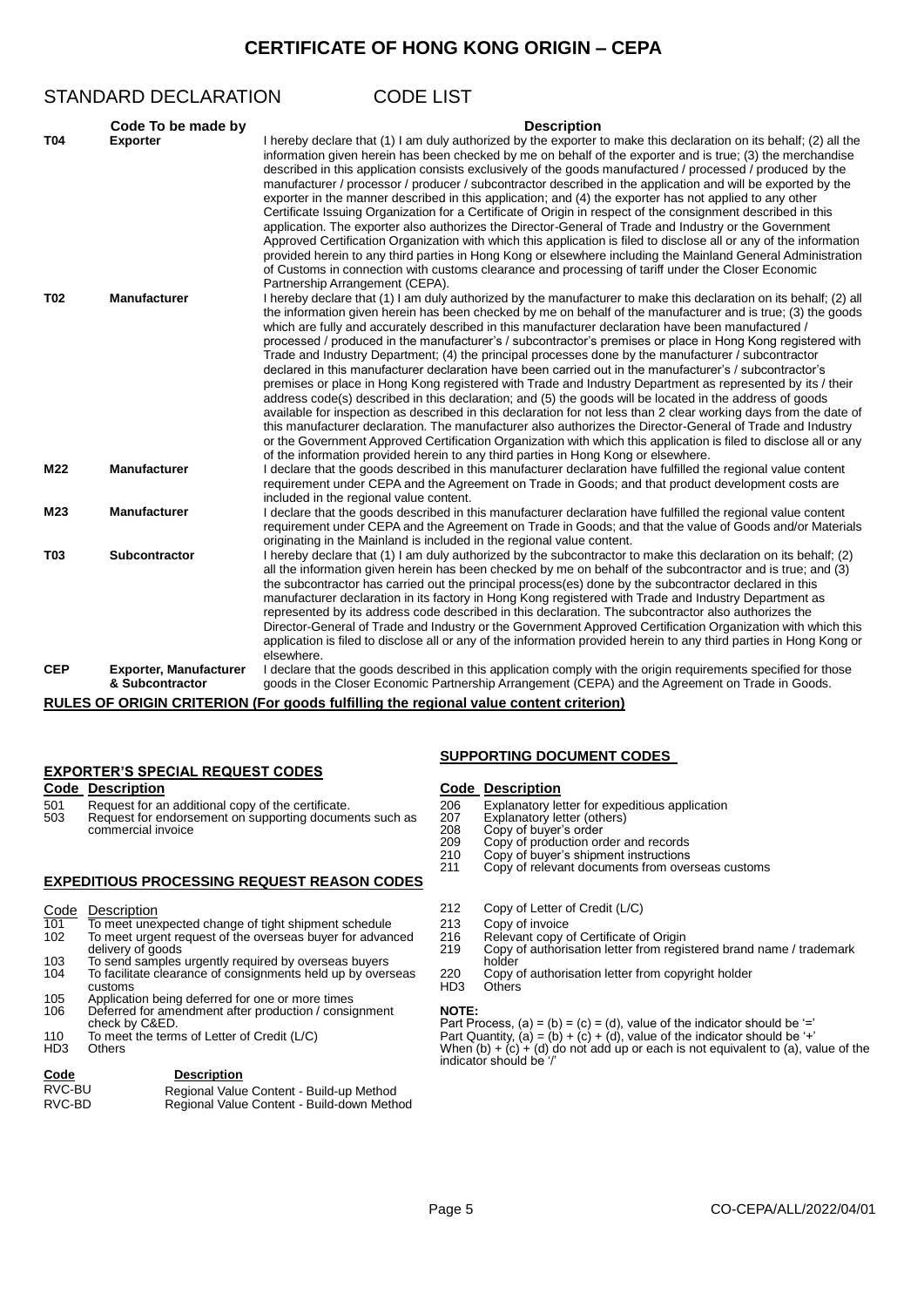# CERTIFICATE OF HONG KONG ORIGIN – CEPA

## STANDARD DECLARATION CODE LIST

| Code | To be made by | Description |
|---|---|---|
| **T04** | **Exporter** | I hereby declare that (1) I am duly authorized by the exporter to make this declaration on its behalf; (2) all the information given herein has been checked by me on behalf of the exporter and is true; (3) the merchandise described in this application consists exclusively of the goods manufactured / processed / produced by the manufacturer / processor / producer / subcontractor described in the application and will be exported by the exporter in the manner described in this application; and (4) the exporter has not applied to any other Certificate Issuing Organization for a Certificate of Origin in respect of the consignment described in this application. The exporter also authorizes the Director-General of Trade and Industry or the Government Approved Certification Organization with which this application is filed to disclose all or any of the information provided herein to any third parties in Hong Kong or elsewhere including the Mainland General Administration of Customs in connection with customs clearance and processing of tariff under the Closer Economic Partnership Arrangement (CEPA). |
| **T02** | **Manufacturer** | I hereby declare that (1) I am duly authorized by the manufacturer to make this declaration on its behalf; (2) all the information given herein has been checked by me on behalf of the manufacturer and is true; (3) the goods which are fully and accurately described in this manufacturer declaration have been manufactured / processed / produced in the manufacturer's / subcontractor's premises or place in Hong Kong registered with Trade and Industry Department; (4) the principal processes done by the manufacturer / subcontractor declared in this manufacturer declaration have been carried out in the manufacturer's / subcontractor's premises or place in Hong Kong registered with Trade and Industry Department as represented by its / their address code(s) described in this declaration; and (5) the goods will be located in the address of goods available for inspection as described in this declaration for not less than 2 clear working days from the date of this manufacturer declaration. The manufacturer also authorizes the Director-General of Trade and Industry or the Government Approved Certification Organization with which this application is filed to disclose all or any of the information provided herein to any third parties in Hong Kong or elsewhere. |
| **M22** | **Manufacturer** | I declare that the goods described in this manufacturer declaration have fulfilled the regional value content requirement under CEPA and the Agreement on Trade in Goods; and that product development costs are included in the regional value content. |
| **M23** | **Manufacturer** | I declare that the goods described in this manufacturer declaration have fulfilled the regional value content requirement under CEPA and the Agreement on Trade in Goods; and that the value of Goods and/or Materials originating in the Mainland is included in the regional value content. |
| **T03** | **Subcontractor** | I hereby declare that (1) I am duly authorized by the subcontractor to make this declaration on its behalf; (2) all the information given herein has been checked by me on behalf of the subcontractor and is true; and (3) the subcontractor has carried out the principal process(es) done by the subcontractor declared in this manufacturer declaration in its factory in Hong Kong registered with Trade and Industry Department as represented by its address code described in this declaration. The subcontractor also authorizes the Director-General of Trade and Industry or the Government Approved Certification Organization with which this application is filed to disclose all or any of the information provided herein to any third parties in Hong Kong or elsewhere. |
| **CEP** | **Exporter, Manufacturer & Subcontractor** | I declare that the goods described in this application comply with the origin requirements specified for those goods in the Closer Economic Partnership Arrangement (CEPA) and the Agreement on Trade in Goods. |

**RULES OF ORIGIN CRITERION (For goods fulfilling the regional value content criterion)**

| Code | Description |
|---|---|
| RVC-BU | Regional Value Content - Build-up Method |
| RVC-BD | Regional Value Content - Build-down Method |

### EXPORTER'S SPECIAL REQUEST CODES

| Code | Description |
|---|---|
| 501 | Request for an additional copy of the certificate. |
| 503 | Request for endorsement on supporting documents such as commercial invoice |

### EXPEDITIOUS PROCESSING REQUEST REASON CODES

| Code | Description |
|---|---|
| 101 | To meet unexpected change of tight shipment schedule |
| 102 | To meet urgent request of the overseas buyer for advanced delivery of goods |
| 103 | To send samples urgently required by overseas buyers |
| 104 | To facilitate clearance of consignments held up by overseas customs |
| 105 | Application being deferred for one or more times |
| 106 | Deferred for amendment after production / consignment check by C&ED. |
| 110 | To meet the terms of Letter of Credit (L/C) |
| HD3 | Others |

### SUPPORTING DOCUMENT CODES

| Code | Description |
|---|---|
| 206 | Explanatory letter for expeditious application |
| 207 | Explanatory letter (others) |
| 208 | Copy of buyer's order |
| 209 | Copy of production order and records |
| 210 | Copy of buyer's shipment instructions |
| 211 | Copy of relevant documents from overseas customs |
| 212 | Copy of Letter of Credit (L/C) |
| 213 | Copy of invoice |
| 216 | Relevant copy of Certificate of Origin |
| 219 | Copy of authorisation letter from registered brand name / trademark holder |
| 220 | Copy of authorisation letter from copyright holder |
| HD3 | Others |

**NOTE:**
Part Process, (a) = (b) = (c) = (d), value of the indicator should be '='
Part Quantity, (a) = (b) + (c) + (d), value of the indicator should be '+'
When (b) + (c) + (d) do not add up or each is not equivalent to (a), value of the indicator should be '/'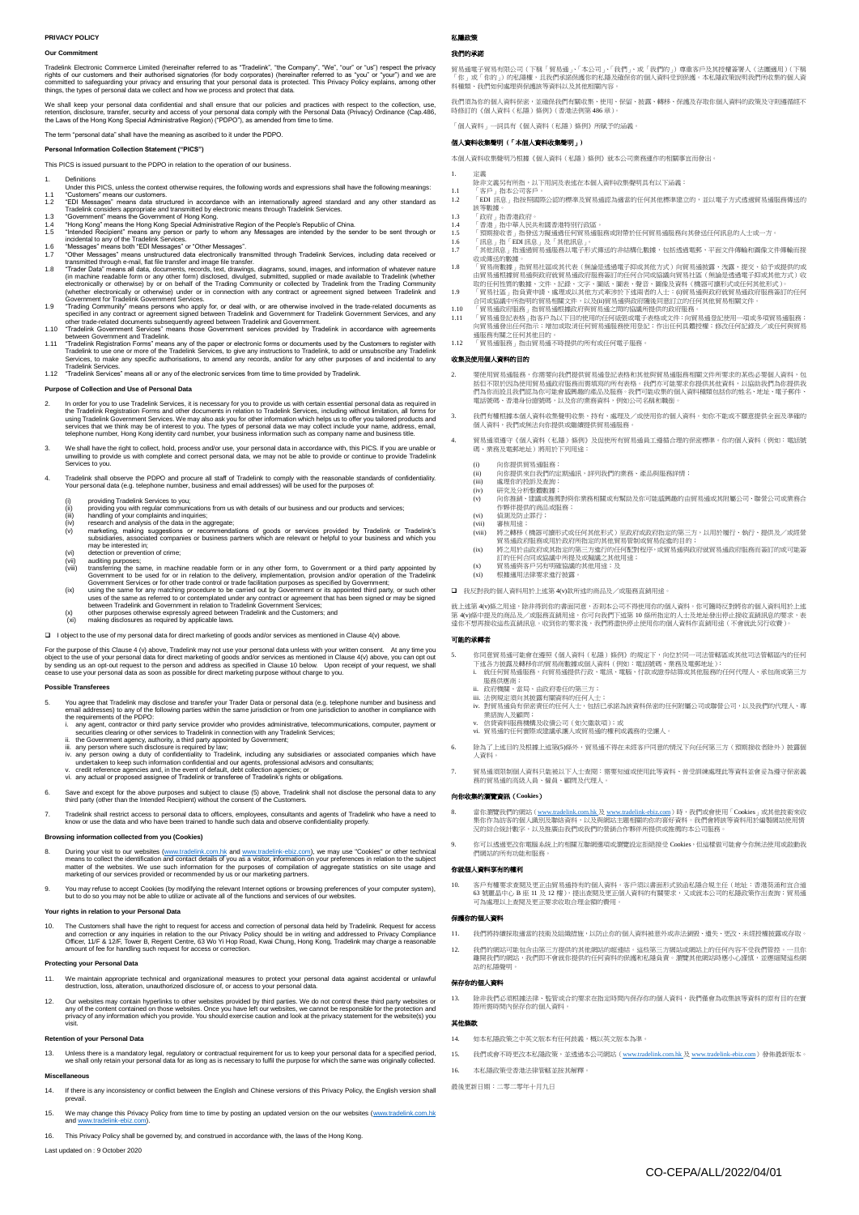## PRIVACY POLICY

### Our Commitment

Tradelink Electronic Commerce Limited (hereinafter referred to as "Tradelink", "the Company", "We", "our" or "us") respect the privacy rights of our customers and their authorised signatories (for body corporates) (hereinafter referred to as "you" or "your") and we are committed to safeguarding your privacy and ensuring that your personal data is protected. This Privacy Policy explains, among other things, the types of personal data we collect and how we process and protect that data.

We shall keep your personal data confidential and shall ensure that our policies and practices with respect to the collection, use, retention, disclosure, transfer, security and access of your personal data comply with the Personal Data (Privacy) Ordinance (Cap.486, the Laws of the Hong Kong Special Administrative Region) ("PDPO"), as amended from time to time.

The term "personal data" shall have the meaning as ascribed to it under the PDPO.

### Personal Information Collection Statement ("PICS")

This PICS is issued pursuant to the PDPO in relation to the operation of our business.

1. Definitions
Under this PICS, unless the context otherwise requires, the following words and expressions shall have the following meanings:
1.1 "Customers" means our customers.
1.2 "EDI Messages" means data structured in accordance with an internationally agreed standard and any other standard as Tradelink considers appropriate and transmitted by electronic means through Tradelink Services.
1.3 "Government" means the Government of Hong Kong.
1.4 "Hong Kong" means the Hong Kong Special Administrative Region of the People's Republic of China.
1.5 "Intended Recipient" means any person or party to whom any Messages are intended by the sender to be sent through or incidental to any of the Tradelink Services.
1.6 "Messages" means both "EDI Messages" or "Other Messages".
1.7 "Other Messages" means unstructured data electronically transmitted through Tradelink Services, including data received or transmitted through e-mail, flat file transfer and image file transfer.
1.8 "Trader Data" means all data, documents, records, text, drawings, diagrams, sound, images, and information of whatever nature (in machine readable form or any other form) disclosed, divulged, submitted, supplied or made available to Tradelink (whether electronically or otherwise) by or on behalf of the Trading Community or collected by Tradelink from the Trading Community (whether electronically or otherwise) under or in connection with any contract or agreement signed between Tradelink and Government for Tradelink Government Services.
1.9 "Trading Community" means persons who apply for, or deal with, or are otherwise involved in the trade-related documents as specified in any contract or agreement signed between Tradelink and Government for Tradelink Government Services, and any other trade-related documents subsequently agreed between Tradelink and Government.
1.10 "Tradelink Government Services" means those Government services provided by Tradelink in accordance with agreements between Government and Tradelink.
1.11 "Tradelink Registration Forms" means any of the paper or electronic forms or documents used by the Customers to register with Tradelink to use one or more of the Tradelink Services, to give any instructions to Tradelink, to add or unsubscribe any Tradelink Services, to make any specific authorisations, to amend any records, and/or for any other purposes of and incidental to any Tradelink Services.
1.12 "Tradelink Services" means all or any of the electronic services from time to time provided by Tradelink.

### Purpose of Collection and Use of Personal Data

2. In order for you to use Tradelink Services, it is necessary for you to provide us with certain essential personal data as required in the Tradelink Registration Forms and other documents in relation to Tradelink Services, including without limitation, all forms for using Tradelink Government Services. We may also ask you for other information which helps us to offer you tailored products and services that we think may be of interest to you. The types of personal data we may collect include your name, address, email, telephone number, Hong Kong identity card number, your business information such as company name and business title.

3. We shall have the right to collect, hold, process and/or use, your personal data in accordance with this PICS. If you are unable or unwilling to provide us with complete and correct personal data, we may not be able to provide or continue to provide Tradelink Services to you.

4. Tradelink shall observe the PDPO and procure all staff of Tradelink to comply with the reasonable standards of confidentiality. Your personal data (e.g. telephone number, business and email addresses) will be used for the purposes of:

(i) providing Tradelink Services to you;
(ii) providing you with regular communications from us with details of our business and our products and services;
(iii) handling of your complaints and inquiries;
(iv) research and analysis of the data in the aggregate;
(v) marketing, making suggestions or recommendations of goods or services provided by Tradelink or Tradelink's subsidiaries, associated companies or business partners which are relevant or helpful to your business and which you may be interested in;
(vi) detection or prevention of crime;
(vii) auditing purposes;
(viii) transferring the same, in machine readable form or in any other form, to Government or a third party appointed by Government to be used for or in relation to the delivery, implementation, provision and/or operation of the Tradelink Government Services or for other trade control or trade facilitation purposes as specified by Government;
(ix) using the same for any matching procedure to be carried out by Government or its appointed third party, or such other uses of the same as referred to or contemplated under any contract or agreement that has been signed or may be signed between Tradelink and Government in relation to Tradelink Government Services;
(x) other purposes otherwise expressly agreed between Tradelink and the Customers; and
(xi) making disclosures as required by applicable laws.

☐ I object to the use of my personal data for direct marketing of goods and/or services as mentioned in Clause 4(v) above.

For the purpose of this Clause 4 (v) above, Tradelink may not use your personal data unless with your written consent. At any time you object to the use of your personal data for direct marketing of goods and/or services as mentioned in Clause 4(v) above, you can opt out by sending us an opt-out request to the person and address as specified in Clause 10 below. Upon receipt of your request, we shall cease to use your personal data as soon as possible for direct marketing purpose without charge to you.

### Possible Transferees

5. You agree that Tradelink may disclose and transfer your Trader Data or personal data (e.g. telephone number and business and email addresses) to any of the following parties within the same jurisdiction or from one jurisdiction to another in compliance with the requirements of the PDPO:
i. any agent, contractor or third party service provider who provides administrative, telecommunications, computer, payment or securities clearing or other services to Tradelink in connection with any Tradelink Services;
ii. the Government agency, authority, a third party appointed by Government;
iii. any person where such disclosure is required by law;
iv. any person owing a duty of confidentiality to Tradelink, including any subsidiaries or associated companies which have undertaken to keep such information confidential and our agents, professional advisors and consultants;
v. credit reference agencies and, in the event of default, debt collection agencies; or
vi. any actual or proposed assignee of Tradelink or transferee of Tradelink's rights or obligations.

6. Save and except for the above purposes and subject to clause (5) above, Tradelink shall not disclose the personal data to any third party (other than the Intended Recipient) without the consent of the Customers.

7. Tradelink shall restrict access to personal data to officers, employees, consultants and agents of Tradelink who have a need to know or use the data and who have been trained to handle such data and observe confidentiality properly.

### Browsing information collected from you (Cookies)

8. During your visit to our websites (www.tradelink.com.hk and www.tradelink-ebiz.com), we may use "Cookies" or other technical means to collect the identification and contact details of you as a visitor, information on your preferences in relation to the subject matter of the websites. We use such information for the purposes of compilation of aggregate statistics on site usage and marketing of our services provided or recommended by us or our marketing partners.

9. You may refuse to accept Cookies (by modifying the relevant Internet options or browsing preferences of your computer system), but to do so you may not be able to utilize or activate all of the functions and services of our websites.

### Your rights in relation to your Personal Data

10. The Customers shall have the right to request for access and correction of personal data held by Tradelink. Request for access and correction or any inquiries in relation to our Privacy Policy should be in writing and addressed to Privacy Compliance Officer, 11/F & 12/F, Tower B, Regent Centre, 63 Wo Yi Hop Road, Kwai Chung, Hong Kong. Tradelink may charge a reasonable amount of fee for handling such request for access or correction.

### Protecting your Personal Data

11. We maintain appropriate technical and organizational measures to protect your personal data against accidental or unlawful destruction, loss, alteration, unauthorized disclosure of, or access to your personal data.

12. Our websites may contain hyperlinks to other websites provided by third parties. We do not control these third party websites or any of the content contained on those websites. Once you have left our websites, we cannot be responsible for the protection and privacy of any information which you provide. You should exercise caution and look at the privacy statement for the website(s) you visit.

### Retention of your Personal Data

13. Unless there is a mandatory legal, regulatory or contractual requirement for us to keep your personal data for a specified period, we shall only retain your personal data for as long as is necessary to fulfill the purpose for which the same was originally collected.

### Miscellaneous

14. If there is any inconsistency or conflict between the English and Chinese versions of this Privacy Policy, the English version shall prevail.

15. We may change this Privacy Policy from time to time by posting an updated version on our websites (www.tradelink.com.hk and www.tradelink-ebiz.com).

16. This Privacy Policy shall be governed by, and construed in accordance with, the laws of the Hong Kong.

Last updated on : 9 October 2020

## 私隱政策

### 我們的承諾

貿易通電子貿易有限公司（下稱「貿易通」、「本公司」、「我們」、或「我們的」）尊重客戶及其授權簽署人（法團適用）（下稱「你」或「你的」）的私隱權，且我們承諾保護你的私隱及確保你的個人資料受到保護。本私隱政策說明我們所收集的個人資料種類，我們如何處理與保護該等資料以及其他相關內容。

我們須為你的個人資料保密，並確保我們有關收集、使用、保留、披露、轉移、保護及存取你個人資料的政策及守則遵循經不時修訂的《個人資料（私隱）條例》（香港法例第486章）。

「個人資料」一詞具有《個人資料（私隱）條例》所賦予的涵義。

### 個人資料收集聲明（「本個人資料收集聲明」）

本個人資料收集聲明乃根據《個人資料（私隱）條例》就本公司業務運作的相關事宜而發出。

1. 定義
除非文義另有所指，以下用詞及表述在本個人資料收集聲明具有以下涵義：
1.1 「客戶」指本公司客戶。
1.2 「EDI 訊息」指按照國際公認的標準及貿易通認為適當的任何其他標準建立的，並以電子方式透過貿易通服務傳送的該等數據。
1.3 「政府」指香港政府。
1.4 「香港」指中華人民共和國香港特別行政區。
1.5 「預期接收者」指發送方擬通過任何貿易通服務或附帶於任何貿易通服務向其發送任何訊息的人士或一方。
1.6 「訊息」指「EDI 訊息」及「其他訊息」。
1.7 「其他訊息」指通過貿易通服務以電子形式傳送的非結構化數據，包括透過電郵、平面文件傳輸和圖像文件傳輸而接收或傳送的數據。
1.8 「貿易商數據」指貿易社區或其代表（無論是透過電子抑或其他方式）向貿易通披露、洩露、提交、給予或提供的或由貿易通根據貿易通與政府就貿易通政府服務簽訂的任何合同或協議從貿易社區（無論是透過電子抑或其他方式）收取的任何性質的數據、文件、記錄、文字、圖紙、圖表、聲音、圖像及資料（機器可讀形式或任何其他形式）。
1.9 「貿易社區」指負責申請、處理或以其他方式牽涉於下述兩者的人士：(i)貿易通與政府就貿易通政府服務簽訂的任何合同或協議中所指明的貿易相關文件，以及(ii)貿易通與政府隨後同意訂立的任何其他貿易相關文件。
1.10 「貿易通政府服務」指貿易通根據政府與貿易通之間的協議所提供的政府服務。
1.11 「貿易通登記表格」指客戶為以下目的使用的任何紙張或電子表格或文件：向貿易通登記使用一項或多項貿易通服務；向貿易通發出任何指示；增加或取消任何貿易通服務使用登記；作出任何具體授權；修改任何記錄及／或任何與貿易通服務有關之任何其他目的。
1.12 「貿易通服務」指由貿易通不時提供的所有或任何電子服務。

### 收集及使用個人資料的目的

2. 要使用貿易通服務，你需要向我們提供貿易通登記表格和其他與貿易通服務相關文件所要求的某些必要個人資料，包括但不限於因為使用貿易通政府服務而需填寫的所有表格。我們亦可能要求你提供其他資料，以協助我們為你提供我們為你而設且我們認為你可能會感興趣的產品及服務。我們可能收集的個人資料種類包括你的姓名、地址、電子郵件、電話號碼、香港身份證號碼，以及你的業務資料，例如公司名稱和職銜。

3. 我們有權根據本個人資料收集聲明收集、持有、處理及／或使用你的個人資料。如你不能或不願意提供全面及準確的個人資料，我們或無法向你提供或繼續提供貿易通服務。

4. 貿易通須遵守《個人資料（私隱）條例》及促使所有貿易通員工遵循合理的保密標準。你的個人資料（例如：電話號碼、業務及電郵地址）將用於下列用途：

(i) 向你提供貿易通服務；
(ii) 向你提供來自我們的定期通訊，詳列我們的業務、產品與服務詳情；
(iii) 處理你的投訴及查詢；
(iv) 研究及分析整體數據；
(v) 向你推銷、建議或推薦對與你業務相關或有幫助及你可能感興趣的由貿易通或其附屬公司、聯營公司或業務合作夥伴提供的商品或服務；
(vi) 偵測及防止罪行；
(vii) 審核用途；
(viii) 將之轉移（機器可讀形式或任何其他形式）至政府或政府指定的第三方，以用於履行、執行、提供及／或經營貿易通政府服務或用於政府所指定的其他貿易管制或貿易促進的目的；
(ix) 將之用於由政府或其指定的第三方進行的任何配對程序，或貿易通與政府就貿易通政府服務而簽訂的或可能簽訂的任何合同或協議中所提及或擬議之其他用途；
(x) 貿易通與客戶另有明確協議的其他用途；及
(xi) 根據適用法律要求進行披露。

☐ 我反對我的個人資料用於上述第 4(v)款所述的商品及／或服務直銷用途。

就上述第 4(v)條之用途，除非得到你的書面同意，否則本公司不得使用你的個人資料。你可隨時反對將你的個人資料用於上述第 4(v)條中提及的商品及／或服務直銷用途，你可向我們下述第 10 條所指定的人士及地址發出停止接收直銷訊息的要求，表達你不想再接收這些直銷訊息。收到你的要求後，我們將盡快停止使用你的個人資料作直銷用途（不會就此另行收費）。

### 可能的承讓者

5. 你同意貿易通可能會在遵照《個人資料（私隱）條例》的規定下，向位於同一司法管轄區或其他司法管轄區內的任何下述各方披露及轉移你的貿易商數據或個人資料（例如：電話號碼、業務及電郵地址）：
i. 就任何貿易通服務，向貿易通提供行政、電訊、電腦、付款或證券結算或其他服務的任何代理人、承包商或第三方服務供應商；
ii. 政府機關、當局、由政府委任的第三方；
iii. 法例規定須向其披露相關資料的任何人士；
iv. 對貿易通負有保密責任的任何人士，包括已承諾為該資料保密的任何附屬公司或聯營公司，以及我們的代理人、專業諮詢人及顧問；
v. 信貸資料服務機構及收債公司（如欠繳款項）；或
vi. 貿易通的任何實際或建議承讓人或貿易通的權利或義務的受讓人。

6. 除為了上述目的及根據上述第(5)條外，貿易通不得在未經客戶同意的情況下向任何第三方（預期接收者除外）披露個人資料。

7. 貿易通須限制個人資料只能被以下人士查閱：需要知道或使用此等資料、曾受訓練處理此等資料並會妥為遵守保密義務的貿易通的高級人員、僱員、顧問及代理人。

### 向你收集的瀏覽資訊（Cookies）

8. 當你瀏覽我們的網站（www.tradelink.com.hk 及 www.tradelink-ebiz.com）時，我們或會使用「Cookies」或其他技術來收集你作為訪客的個人識別及聯絡資料，以及與網站主題相關的你的喜好資料。我們會將該等資料用於編製網站使用情況的綜合統計數字，以及推廣由我們或我們的營銷合作夥伴所提供或推薦的本公司服務。

9. 你可以透過更改你電腦系統上的相關互聯網選項或瀏覽設定拒絕接受 Cookies，但這樣做可能會令你無法使用或啟動我們網站的所有功能和服務。

### 你就個人資料享有的權利

10. 客戶有權要求查閱及更正由貿易通持有的個人資料。客戶須以書面形式致函私隱合規主任（地址：香港葵涌和宜合道 63 號麗晶中心 B 座 11 及 12 樓），提出查閱及更正個人資料的有關要求，又或就本公司的私隱政策作出查詢。貿易通可為處理以上查閱及更正要求收取合理金額的費用。

### 保護你的個人資料

11. 我們將持續採取適當的技術及組織措施，以防止你的個人資料被意外或非法銷毀、遺失、更改、未經授權披露或存取。

12. 我們的網站可能包含由第三方提供的其他網站的超連結。這些第三方網站或網站上的任何內容不受我們管控。一旦你離開我們的網站，我們即不會就你提供的任何資料的保護和私隱負責。瀏覽其他網站時應小心謹慎，並應細閱這些網站的私隱聲明。

### 保存你的個人資料

13. 除非我們必須根據法律、監管或合約要求在指定時間內保存你的個人資料，我們僅會為收集該等資料的原有目的在實際所需時間內保存你的個人資料。

### 其他條款

14. 如本私隱政策之中英文版本有任何歧義，概以英文版本為準。

15. 我們或會不時更改本私隱政策，並透過本公司網站（www.tradelink.com.hk 及 www.tradelink-ebiz.com）發佈最新版本。

16. 本私隱政策受香港法律管轄並按其解釋。

最後更新日期：二零二零年十月九日

CO-CEPA/ALL/2022/04/01